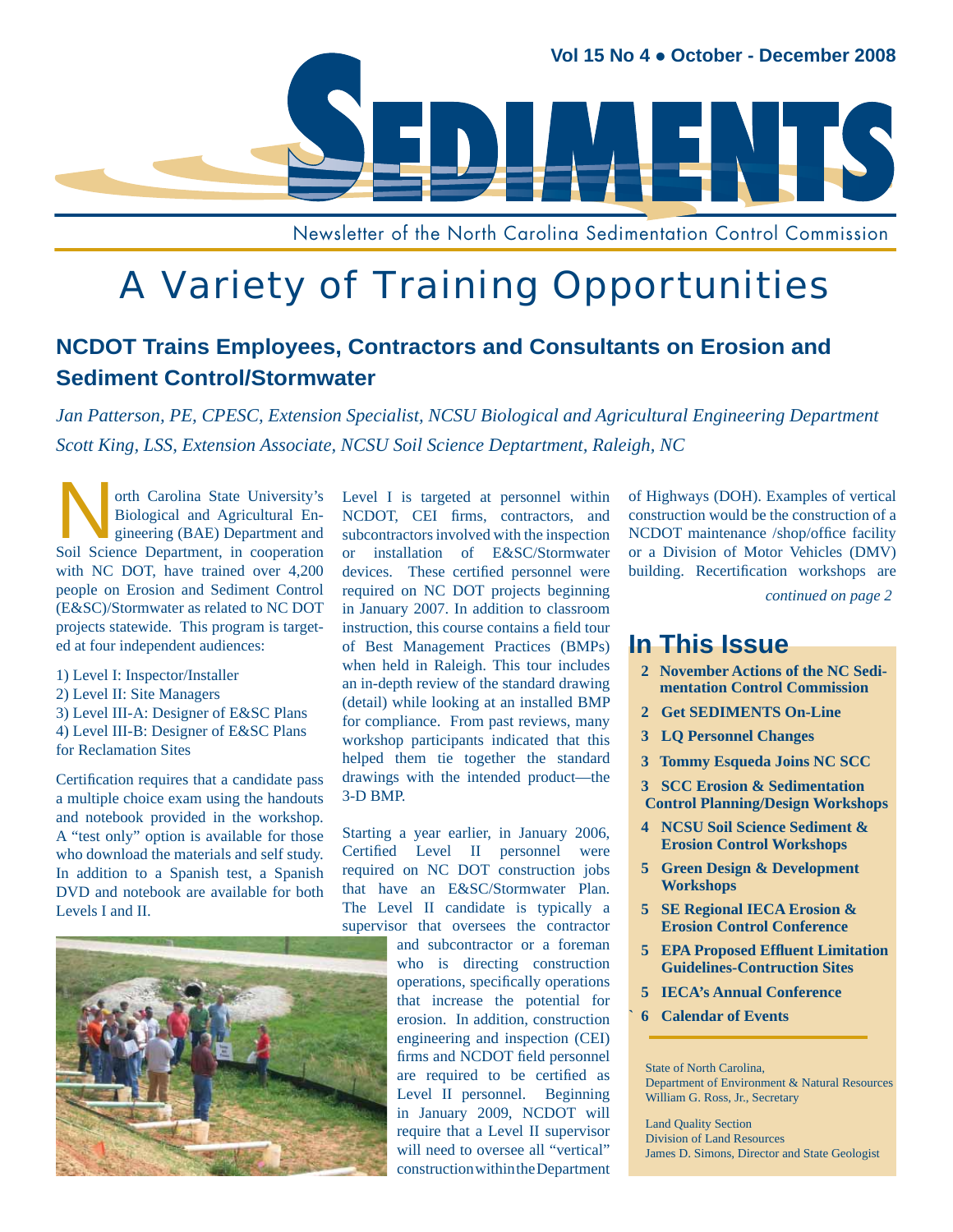# SEDIMENTS

Newsletter of the North Carolina Sedimentation Control Commission

Vol 15 No 4 ● October - December 2008

# A Variety of Training Opportunities

## NCDOT Trains Employees, Contractors and Consultants on Erosion and Sediment Control/Stormwater

*Jan Patterson, PE, CPESC, Extension Specialist, NCSU Biological and Agricultural Engineering Department*

*Scott King, LSS, Extension Associate, NCSU Soil Science Deptartment, Raleigh, NC*

North Carolina State University's Biological and Agricultural Engineering (BAE) Department and Soil Science Department, in cooperation with NC DOT, have trained over 4,200 people on Erosion and Sediment Control (E&SC)/Stormwater as related to NC DOT projects statewide. This program is targeted at four independent audiences:

1) Level I: Inspector/Installer
2) Level II: Site Managers
3) Level III-A: Designer of E&SC Plans
4) Level III-B: Designer of E&SC Plans for Reclamation Sites

Certification requires that a candidate pass a multiple choice exam using the handouts and notebook provided in the workshop. A "test only" option is available for those who download the materials and self study. In addition to a Spanish test, a Spanish DVD and notebook are available for both Levels I and II.

Level I is targeted at personnel within NCDOT, CEI firms, contractors, and subcontractors involved with the inspection or installation of E&SC/Stormwater devices. These certified personnel were required on NC DOT projects beginning in January 2007. In addition to classroom instruction, this course contains a field tour of Best Management Practices (BMPs) when held in Raleigh. This tour includes an in-depth review of the standard drawing (detail) while looking at an installed BMP for compliance. From past reviews, many workshop participants indicated that this helped them tie together the standard drawings with the intended product—the 3-D BMP.

Starting a year earlier, in January 2006, Certified Level II personnel were required on NC DOT construction jobs that have an E&SC/Stormwater Plan. The Level II candidate is typically a supervisor that oversees the contractor and subcontractor or a foreman who is directing construction operations, specifically operations that increase the potential for erosion. In addition, construction engineering and inspection (CEI) firms and NCDOT field personnel are required to be certified as Level II personnel. Beginning in January 2009, NCDOT will require that a Level II supervisor will need to oversee all "vertical" construction within the Department of Highways (DOH). Examples of vertical construction would be the construction of a NCDOT maintenance /shop/office facility or a Division of Motor Vehicles (DMV) building. Recertification workshops are

*continued on page 2*

## In This Issue

- **2** November Actions of the NC Sedimentation Control Commission
- **2** Get SEDIMENTS On-Line
- **3** LQ Personnel Changes
- **3** Tommy Esqueda Joins NC SCC
- **3** SCC Erosion & Sedimentation Control Planning/Design Workshops
- **4** NCSU Soil Science Sediment & Erosion Control Workshops
- **5** Green Design & Development Workshops
- **5** SE Regional IECA Erosion & Erosion Control Conference
- **5** EPA Proposed Effluent Limitation Guidelines-Contruction Sites
- **5** IECA's Annual Conference
- **6** Calendar of Events

State of North Carolina,
Department of Environment & Natural Resources
William G. Ross, Jr., Secretary

Land Quality Section
Division of Land Resources
James D. Simons, Director and State Geologist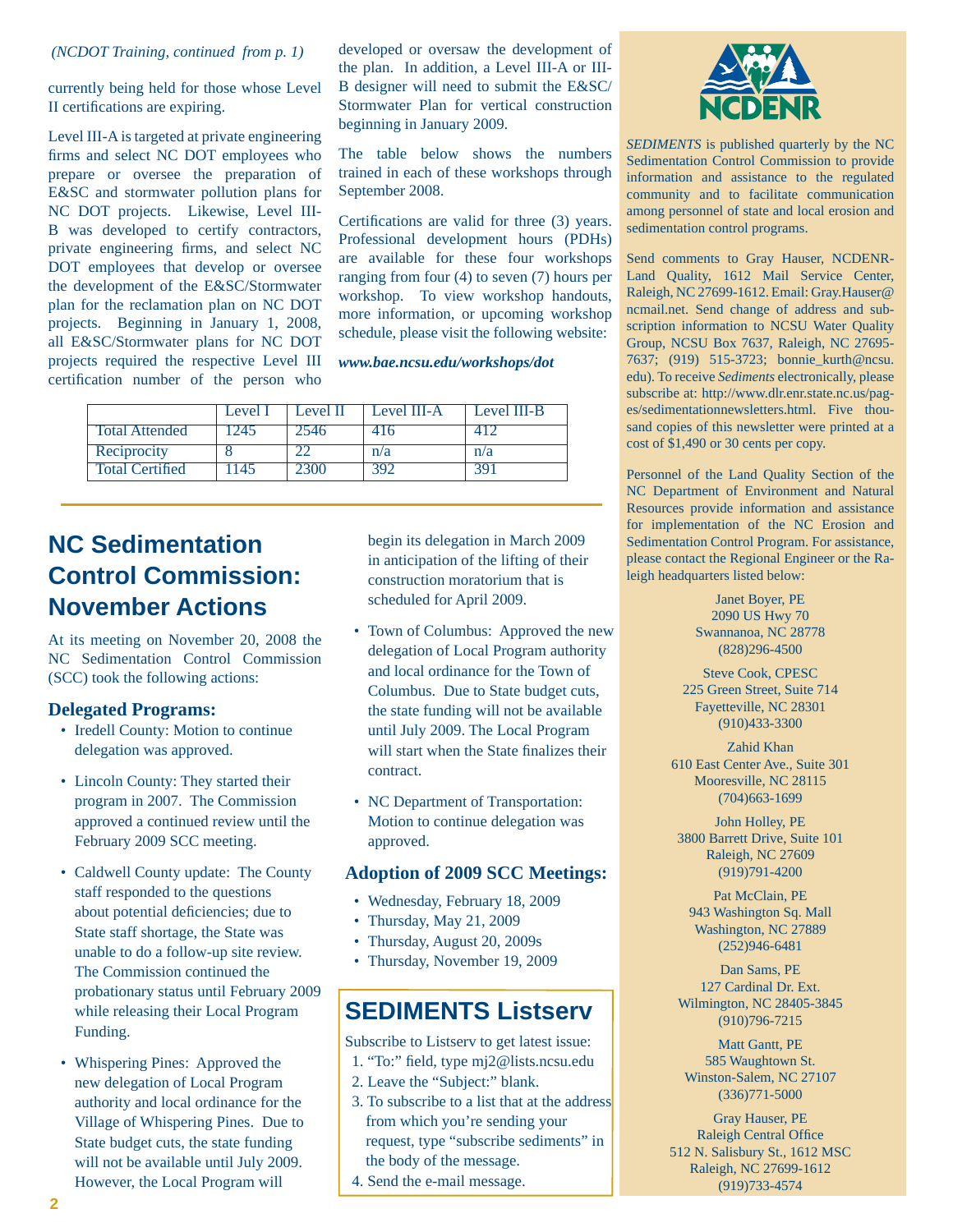*(NCDOT Training, continued from p. 1)*

currently being held for those whose Level II certifications are expiring.

Level III-A is targeted at private engineering firms and select NC DOT employees who prepare or oversee the preparation of E&SC and stormwater pollution plans for NC DOT projects. Likewise, Level III-B was developed to certify contractors, private engineering firms, and select NC DOT employees that develop or oversee the development of the E&SC/Stormwater plan for the reclamation plan on NC DOT projects. Beginning in January 1, 2008, all E&SC/Stormwater plans for NC DOT projects required the respective Level III certification number of the person who developed or oversaw the development of the plan. In addition, a Level III-A or III-B designer will need to submit the E&SC/ Stormwater Plan for vertical construction beginning in January 2009.

The table below shows the numbers trained in each of these workshops through September 2008.

Certifications are valid for three (3) years. Professional development hours (PDHs) are available for these four workshops ranging from four (4) to seven (7) hours per workshop. To view workshop handouts, more information, or upcoming workshop schedule, please visit the following website:

***www.bae.ncsu.edu/workshops/dot***

| | Level I | Level II | Level III-A | Level III-B |
|---|---|---|---|---|
| Total Attended | 1245 | 2546 | 416 | 412 |
| Reciprocity | 8 | 22 | n/a | n/a |
| Total Certified | 1145 | 2300 | 392 | 391 |

# NC Sedimentation Control Commission: November Actions

At its meeting on November 20, 2008 the NC Sedimentation Control Commission (SCC) took the following actions:

### Delegated Programs:

- Iredell County: Motion to continue delegation was approved.
- Lincoln County: They started their program in 2007. The Commission approved a continued review until the February 2009 SCC meeting.
- Caldwell County update: The County staff responded to the questions about potential deficiencies; due to State staff shortage, the State was unable to do a follow-up site review. The Commission continued the probationary status until February 2009 while releasing their Local Program Funding.
- Whispering Pines: Approved the new delegation of Local Program authority and local ordinance for the Village of Whispering Pines. Due to State budget cuts, the state funding will not be available until July 2009. However, the Local Program will begin its delegation in March 2009 in anticipation of the lifting of their construction moratorium that is scheduled for April 2009.
- Town of Columbus: Approved the new delegation of Local Program authority and local ordinance for the Town of Columbus. Due to State budget cuts, the state funding will not be available until July 2009. The Local Program will start when the State finalizes their contract.
- NC Department of Transportation: Motion to continue delegation was approved.

### Adoption of 2009 SCC Meetings:

- Wednesday, February 18, 2009
- Thursday, May 21, 2009
- Thursday, August 20, 2009s
- Thursday, November 19, 2009

## SEDIMENTS Listserv

Subscribe to Listserv to get latest issue:

1. "To:" field, type mj2@lists.ncsu.edu
2. Leave the "Subject:" blank.
3. To subscribe to a list that at the address from which you're sending your request, type "subscribe sediments" in the body of the message.
4. Send the e-mail message.

NCDENR

*SEDIMENTS* is published quarterly by the NC Sedimentation Control Commission to provide information and assistance to the regulated community and to facilitate communication among personnel of state and local erosion and sedimentation control programs.

Send comments to Gray Hauser, NCDENR-Land Quality, 1612 Mail Service Center, Raleigh, NC 27699-1612. Email: Gray.Hauser@ncmail.net. Send change of address and subscription information to NCSU Water Quality Group, NCSU Box 7637, Raleigh, NC 27695-7637; (919) 515-3723; bonnie_kurth@ncsu.edu). To receive *Sediments* electronically, please subscribe at: http://www.dlr.enr.state.nc.us/pages/sedimentationnewsletters.html. Five thousand copies of this newsletter were printed at a cost of $1,490 or 30 cents per copy.

Personnel of the Land Quality Section of the NC Department of Environment and Natural Resources provide information and assistance for implementation of the NC Erosion and Sedimentation Control Program. For assistance, please contact the Regional Engineer or the Raleigh headquarters listed below:

Janet Boyer, PE
2090 US Hwy 70
Swannanoa, NC 28778
(828)296-4500

Steve Cook, CPESC
225 Green Street, Suite 714
Fayetteville, NC 28301
(910)433-3300

Zahid Khan
610 East Center Ave., Suite 301
Mooresville, NC 28115
(704)663-1699

John Holley, PE
3800 Barrett Drive, Suite 101
Raleigh, NC 27609
(919)791-4200

Pat McClain, PE
943 Washington Sq. Mall
Washington, NC 27889
(252)946-6481

Dan Sams, PE
127 Cardinal Dr. Ext.
Wilmington, NC 28405-3845
(910)796-7215

Matt Gantt, PE
585 Waughtown St.
Winston-Salem, NC 27107
(336)771-5000

Gray Hauser, PE
Raleigh Central Office
512 N. Salisbury St., 1612 MSC
Raleigh, NC 27699-1612
(919)733-4574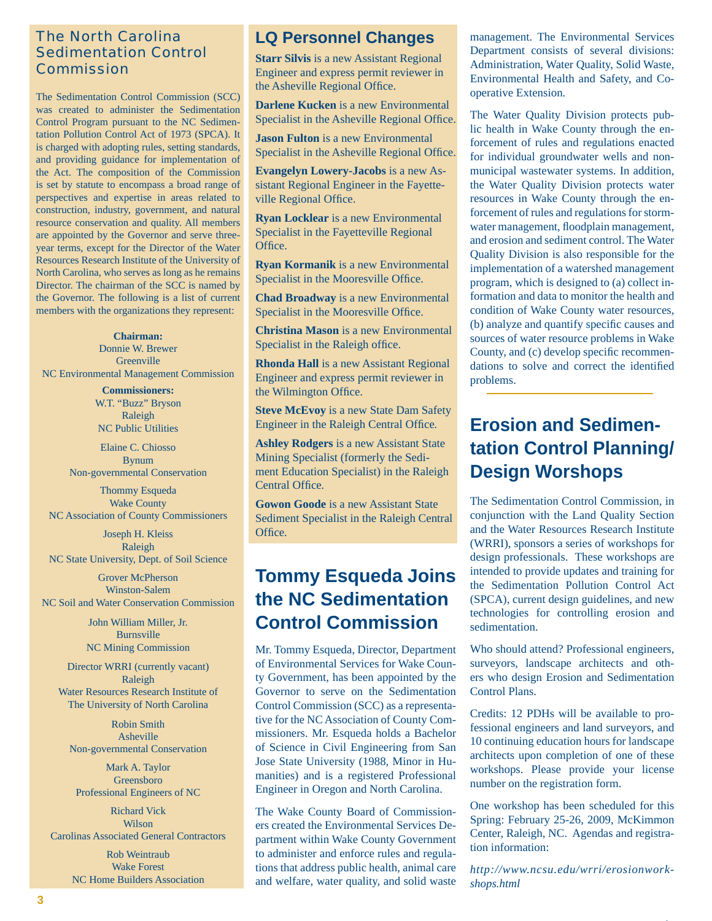## The North Carolina Sedimentation Control Commission

The Sedimentation Control Commission (SCC) was created to administer the Sedimentation Control Program pursuant to the NC Sedimentation Pollution Control Act of 1973 (SPCA). It is charged with adopting rules, setting standards, and providing guidance for implementation of the Act. The composition of the Commission is set by statute to encompass a broad range of perspectives and expertise in areas related to construction, industry, government, and natural resource conservation and quality. All members are appointed by the Governor and serve three-year terms, except for the Director of the Water Resources Research Institute of the University of North Carolina, who serves as long as he remains Director. The chairman of the SCC is named by the Governor. The following is a list of current members with the organizations they represent:

**Chairman:**
Donnie W. Brewer
Greenville
NC Environmental Management Commission

**Commissioners:**
W.T. "Buzz" Bryson
Raleigh
NC Public Utilities

Elaine C. Chiosso
Bynum
Non-governmental Conservation

Thommy Esqueda
Wake County
NC Association of County Commissioners

Joseph H. Kleiss
Raleigh
NC State University, Dept. of Soil Science

Grover McPherson
Winston-Salem
NC Soil and Water Conservation Commission

John William Miller, Jr.
Burnsville
NC Mining Commission

Director WRRI (currently vacant)
Raleigh
Water Resources Research Institute of The University of North Carolina

Robin Smith
Asheville
Non-governmental Conservation

Mark A. Taylor
Greensboro
Professional Engineers of NC

Richard Vick
Wilson
Carolinas Associated General Contractors

Rob Weintraub
Wake Forest
NC Home Builders Association

## LQ Personnel Changes

**Starr Silvis** is a new Assistant Regional Engineer and express permit reviewer in the Asheville Regional Office.

**Darlene Kucken** is a new Environmental Specialist in the Asheville Regional Office.

**Jason Fulton** is a new Environmental Specialist in the Asheville Regional Office.

**Evangelyn Lowery-Jacobs** is a new Assistant Regional Engineer in the Fayetteville Regional Office.

**Ryan Locklear** is a new Environmental Specialist in the Fayetteville Regional Office.

**Ryan Kormanik** is a new Environmental Specialist in the Mooresville Office.

**Chad Broadway** is a new Environmental Specialist in the Mooresville Office.

**Christina Mason** is a new Environmental Specialist in the Raleigh office.

**Rhonda Hall** is a new Assistant Regional Engineer and express permit reviewer in the Wilmington Office.

**Steve McEvoy** is a new State Dam Safety Engineer in the Raleigh Central Office.

**Ashley Rodgers** is a new Assistant State Mining Specialist (formerly the Sediment Education Specialist) in the Raleigh Central Office.

**Gowon Goode** is a new Assistant State Sediment Specialist in the Raleigh Central Office.

## Tommy Esqueda Joins the NC Sedimentation Control Commission

Mr. Tommy Esqueda, Director, Department of Environmental Services for Wake County Government, has been appointed by the Governor to serve on the Sedimentation Control Commission (SCC) as a representative for the NC Association of County Commissioners. Mr. Esqueda holds a Bachelor of Science in Civil Engineering from San Jose State University (1988, Minor in Humanities) and is a registered Professional Engineer in Oregon and North Carolina.

The Wake County Board of Commissioners created the Environmental Services Department within Wake County Government to administer and enforce rules and regulations that address public health, animal care and welfare, water quality, and solid waste management. The Environmental Services Department consists of several divisions: Administration, Water Quality, Solid Waste, Environmental Health and Safety, and Co-operative Extension.

The Water Quality Division protects public health in Wake County through the enforcement of rules and regulations enacted for individual groundwater wells and non-municipal wastewater systems. In addition, the Water Quality Division protects water resources in Wake County through the enforcement of rules and regulations for stormwater management, floodplain management, and erosion and sediment control. The Water Quality Division is also responsible for the implementation of a watershed management program, which is designed to (a) collect information and data to monitor the health and condition of Wake County water resources, (b) analyze and quantify specific causes and sources of water resource problems in Wake County, and (c) develop specific recommendations to solve and correct the identified problems.

## Erosion and Sedimentation Control Planning/ Design Worshops

The Sedimentation Control Commission, in conjunction with the Land Quality Section and the Water Resources Research Institute (WRRI), sponsors a series of workshops for design professionals. These workshops are intended to provide updates and training for the Sedimentation Pollution Control Act (SPCA), current design guidelines, and new technologies for controlling erosion and sedimentation.

Who should attend? Professional engineers, surveyors, landscape architects and others who design Erosion and Sedimentation Control Plans.

Credits: 12 PDHs will be available to professional engineers and land surveyors, and 10 continuing education hours for landscape architects upon completion of one of these workshops. Please provide your license number on the registration form.

One workshop has been scheduled for this Spring: February 25-26, 2009, McKimmon Center, Raleigh, NC. Agendas and registration information:

*http://www.ncsu.edu/wrri/erosionworkshops.html*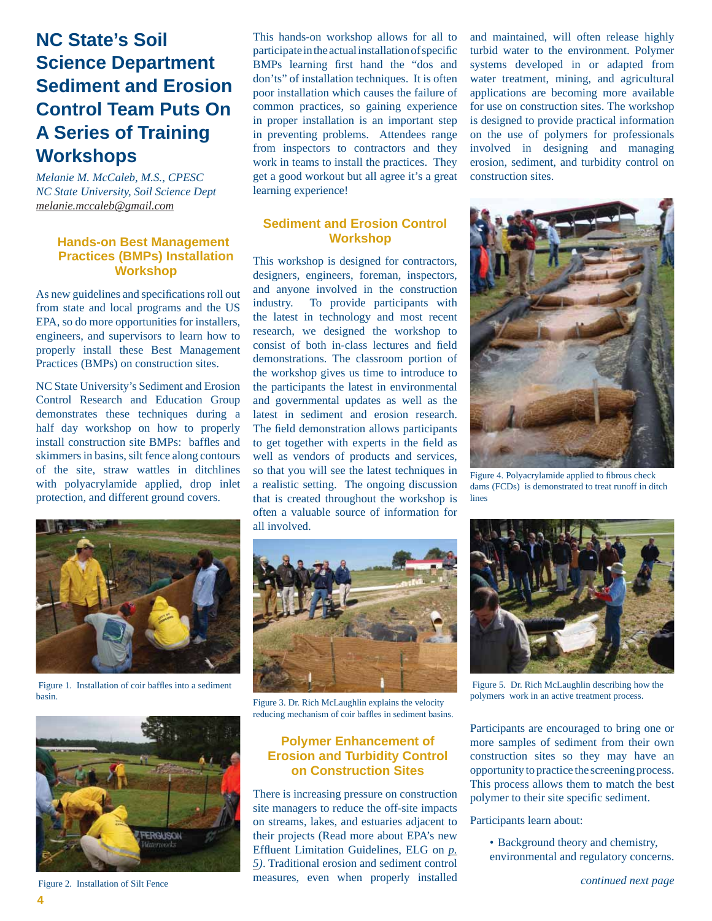# NC State's Soil Science Department Sediment and Erosion Control Team Puts On A Series of Training Workshops

*Melanie M. McCaleb, M.S., CPESC*
*NC State University, Soil Science Dept*
melanie.mccaleb@gmail.com

### Hands-on Best Management Practices (BMPs) Installation Workshop

As new guidelines and specifications roll out from state and local programs and the US EPA, so do more opportunities for installers, engineers, and supervisors to learn how to properly install these Best Management Practices (BMPs) on construction sites.

NC State University's Sediment and Erosion Control Research and Education Group demonstrates these techniques during a half day workshop on how to properly install construction site BMPs: baffles and skimmers in basins, silt fence along contours of the site, straw wattles in ditchlines with polyacrylamide applied, drop inlet protection, and different ground covers.

Figure 1. Installation of coir baffles into a sediment basin.

Figure 2. Installation of Silt Fence

This hands-on workshop allows for all to participate in the actual installation of specific BMPs learning first hand the "dos and don'ts" of installation techniques. It is often poor installation which causes the failure of common practices, so gaining experience in proper installation is an important step in preventing problems. Attendees range from inspectors to contractors and they work in teams to install the practices. They get a good workout but all agree it's a great learning experience!

### Sediment and Erosion Control Workshop

This workshop is designed for contractors, designers, engineers, foreman, inspectors, and anyone involved in the construction industry. To provide participants with the latest in technology and most recent research, we designed the workshop to consist of both in-class lectures and field demonstrations. The classroom portion of the workshop gives us time to introduce to the participants the latest in environmental and governmental updates as well as the latest in sediment and erosion research. The field demonstration allows participants to get together with experts in the field as well as vendors of products and services, so that you will see the latest techniques in a realistic setting. The ongoing discussion that is created throughout the workshop is often a valuable source of information for all involved.

Figure 3. Dr. Rich McLaughlin explains the velocity reducing mechanism of coir baffles in sediment basins.

### Polymer Enhancement of Erosion and Turbidity Control on Construction Sites

There is increasing pressure on construction site managers to reduce the off-site impacts on streams, lakes, and estuaries adjacent to their projects (Read more about EPA's new Effluent Limitation Guidelines, ELG on *p. 5*). Traditional erosion and sediment control measures, even when properly installed and maintained, will often release highly turbid water to the environment. Polymer systems developed in or adapted from water treatment, mining, and agricultural applications are becoming more available for use on construction sites. The workshop is designed to provide practical information on the use of polymers for professionals involved in designing and managing erosion, sediment, and turbidity control on construction sites.

Figure 4. Polyacrylamide applied to fibrous check dams (FCDs) is demonstrated to treat runoff in ditch lines

Figure 5. Dr. Rich McLaughlin describing how the polymers work in an active treatment process.

Participants are encouraged to bring one or more samples of sediment from their own construction sites so they may have an opportunity to practice the screening process. This process allows them to match the best polymer to their site specific sediment.

Participants learn about:

- Background theory and chemistry, environmental and regulatory concerns.

*continued next page*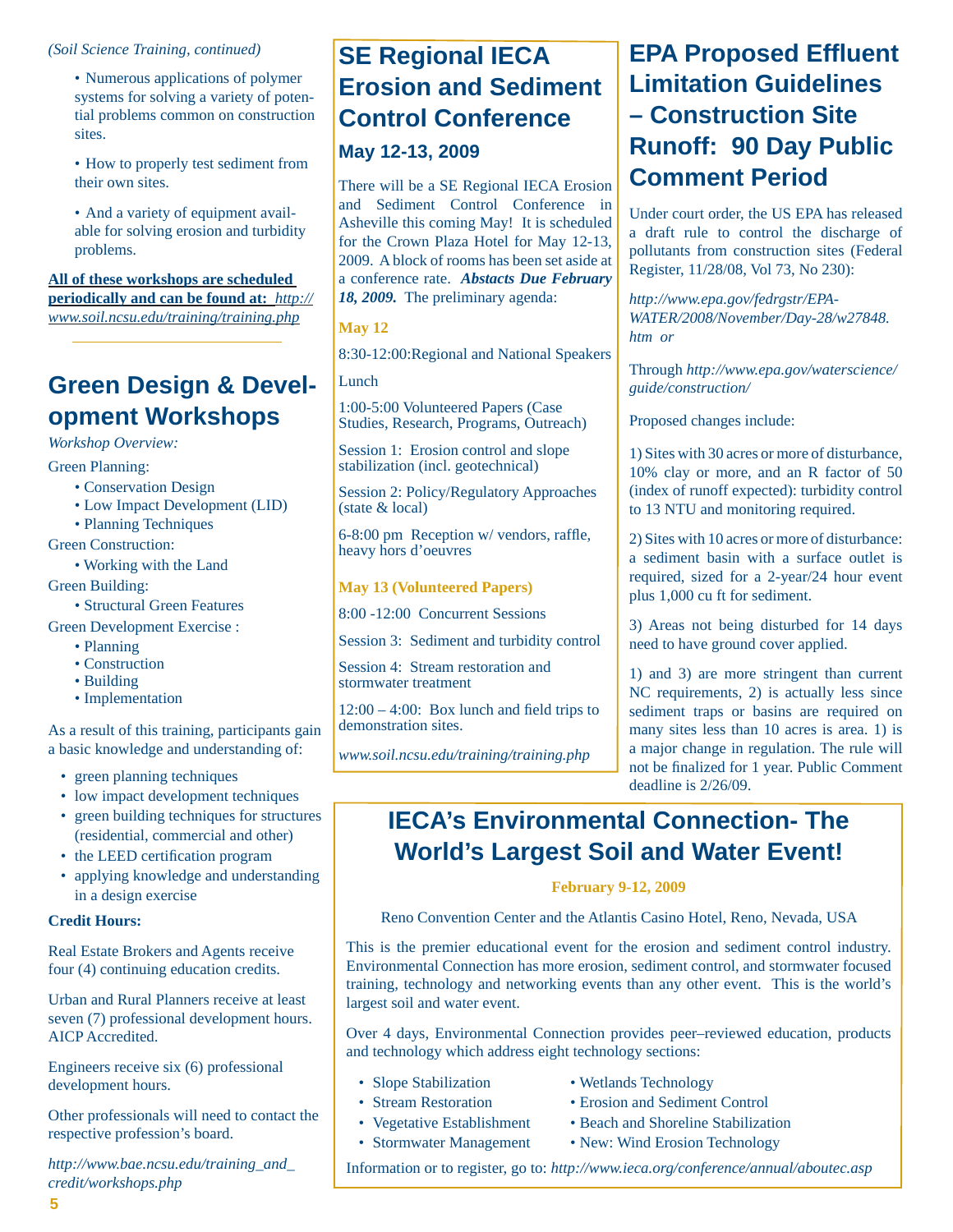*(Soil Science Training, continued)*

- Numerous applications of polymer systems for solving a variety of potential problems common on construction sites.
- How to properly test sediment from their own sites.
- And a variety of equipment available for solving erosion and turbidity problems.

**All of these workshops are scheduled periodically and can be found at:** *http://www.soil.ncsu.edu/training/training.php*

## Green Design & Development Workshops

*Workshop Overview:*

Green Planning:
- Conservation Design
- Low Impact Development (LID)
- Planning Techniques

Green Construction:
- Working with the Land

Green Building:
- Structural Green Features

Green Development Exercise :
- Planning
- Construction
- Building
- Implementation

As a result of this training, participants gain a basic knowledge and understanding of:

- green planning techniques
- low impact development techniques
- green building techniques for structures (residential, commercial and other)
- the LEED certification program
- applying knowledge and understanding in a design exercise

**Credit Hours:**

Real Estate Brokers and Agents receive four (4) continuing education credits.

Urban and Rural Planners receive at least seven (7) professional development hours. AICP Accredited.

Engineers receive six (6) professional development hours.

Other professionals will need to contact the respective profession's board.

*http://www.bae.ncsu.edu/training_and_credit/workshops.php*

## SE Regional IECA Erosion and Sediment Control Conference

### May 12-13, 2009

There will be a SE Regional IECA Erosion and Sediment Control Conference in Asheville this coming May! It is scheduled for the Crown Plaza Hotel for May 12-13, 2009. A block of rooms has been set aside at a conference rate. ***Abstacts Due February 18, 2009.*** The preliminary agenda:

**May 12**

8:30-12:00:Regional and National Speakers

Lunch

1:00-5:00 Volunteered Papers (Case Studies, Research, Programs, Outreach)

Session 1: Erosion control and slope stabilization (incl. geotechnical)

Session 2: Policy/Regulatory Approaches (state & local)

6-8:00 pm Reception w/ vendors, raffle, heavy hors d'oeuvres

**May 13 (Volunteered Papers)**

8:00 -12:00 Concurrent Sessions

Session 3: Sediment and turbidity control

Session 4: Stream restoration and stormwater treatment

12:00 – 4:00: Box lunch and field trips to demonstration sites.

*www.soil.ncsu.edu/training/training.php*

## EPA Proposed Effluent Limitation Guidelines – Construction Site Runoff: 90 Day Public Comment Period

Under court order, the US EPA has released a draft rule to control the discharge of pollutants from construction sites (Federal Register, 11/28/08, Vol 73, No 230):

*http://www.epa.gov/fedrgstr/EPA-WATER/2008/November/Day-28/w27848.htm or*

Through *http://www.epa.gov/waterscience/guide/construction/*

Proposed changes include:

1) Sites with 30 acres or more of disturbance, 10% clay or more, and an R factor of 50 (index of runoff expected): turbidity control to 13 NTU and monitoring required.

2) Sites with 10 acres or more of disturbance: a sediment basin with a surface outlet is required, sized for a 2-year/24 hour event plus 1,000 cu ft for sediment.

3) Areas not being disturbed for 14 days need to have ground cover applied.

1) and 3) are more stringent than current NC requirements, 2) is actually less since sediment traps or basins are required on many sites less than 10 acres is area. 1) is a major change in regulation. The rule will not be finalized for 1 year. Public Comment deadline is 2/26/09.

## IECA's Environmental Connection- The World's Largest Soil and Water Event!

**February 9-12, 2009**

Reno Convention Center and the Atlantis Casino Hotel, Reno, Nevada, USA

This is the premier educational event for the erosion and sediment control industry. Environmental Connection has more erosion, sediment control, and stormwater focused training, technology and networking events than any other event. This is the world's largest soil and water event.

Over 4 days, Environmental Connection provides peer–reviewed education, products and technology which address eight technology sections:

- Slope Stabilization
- Stream Restoration
- Vegetative Establishment
- Stormwater Management
- Wetlands Technology
- Erosion and Sediment Control
- Beach and Shoreline Stabilization
- New: Wind Erosion Technology

Information or to register, go to: *http://www.ieca.org/conference/annual/aboutec.asp*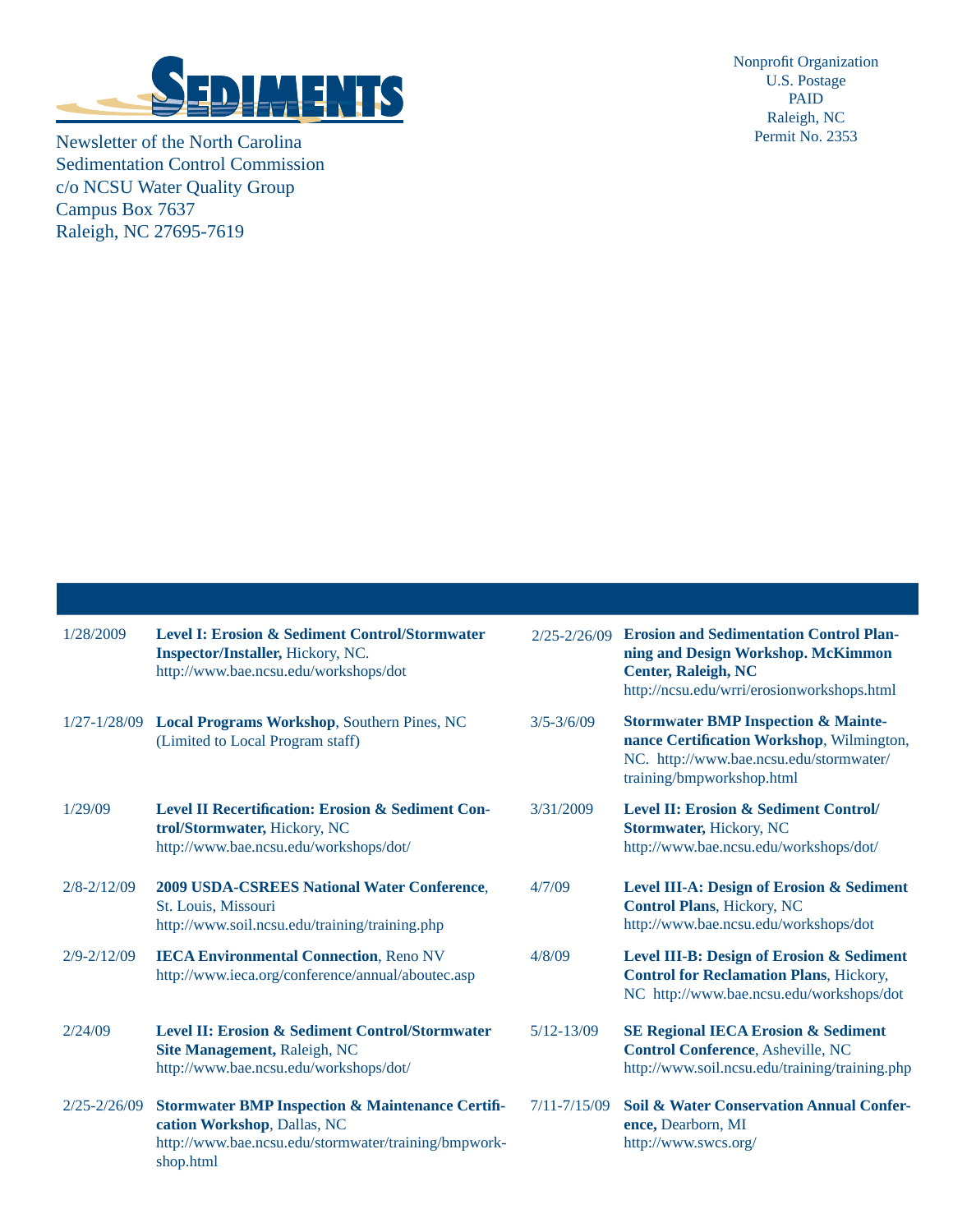# SEDIMENTS

Newsletter of the North Carolina
Sedimentation Control Commission
c/o NCSU Water Quality Group
Campus Box 7637
Raleigh, NC 27695-7619

Nonprofit Organization
U.S. Postage
PAID
Raleigh, NC
Permit No. 2353

1/28/2009 **Level I: Erosion & Sediment Control/Stormwater Inspector/Installer,** Hickory, NC.
http://www.bae.ncsu.edu/workshops/dot

1/27-1/28/09 **Local Programs Workshop**, Southern Pines, NC (Limited to Local Program staff)

1/29/09 **Level II Recertification: Erosion & Sediment Control/Stormwater,** Hickory, NC
http://www.bae.ncsu.edu/workshops/dot/

2/8-2/12/09 **2009 USDA-CSREES National Water Conference**, St. Louis, Missouri
http://www.soil.ncsu.edu/training/training.php

2/9-2/12/09 **IECA Environmental Connection**, Reno NV
http://www.ieca.org/conference/annual/aboutec.asp

2/24/09 **Level II: Erosion & Sediment Control/Stormwater Site Management,** Raleigh, NC
http://www.bae.ncsu.edu/workshops/dot/

2/25-2/26/09 **Stormwater BMP Inspection & Maintenance Certification Workshop**, Dallas, NC
http://www.bae.ncsu.edu/stormwater/training/bmpworkshop.html

2/25-2/26/09 **Erosion and Sedimentation Control Planning and Design Workshop. McKimmon Center, Raleigh, NC**
http://ncsu.edu/wrri/erosionworkshops.html

3/5-3/6/09 **Stormwater BMP Inspection & Maintenance Certification Workshop**, Wilmington, NC. http://www.bae.ncsu.edu/stormwater/training/bmpworkshop.html

3/31/2009 **Level II: Erosion & Sediment Control/Stormwater,** Hickory, NC
http://www.bae.ncsu.edu/workshops/dot/

4/7/09 **Level III-A: Design of Erosion & Sediment Control Plans**, Hickory, NC
http://www.bae.ncsu.edu/workshops/dot

4/8/09 **Level III-B: Design of Erosion & Sediment Control for Reclamation Plans**, Hickory, NC http://www.bae.ncsu.edu/workshops/dot

5/12-13/09 **SE Regional IECA Erosion & Sediment Control Conference**, Asheville, NC
http://www.soil.ncsu.edu/training/training.php

7/11-7/15/09 **Soil & Water Conservation Annual Conference,** Dearborn, MI
http://www.swcs.org/